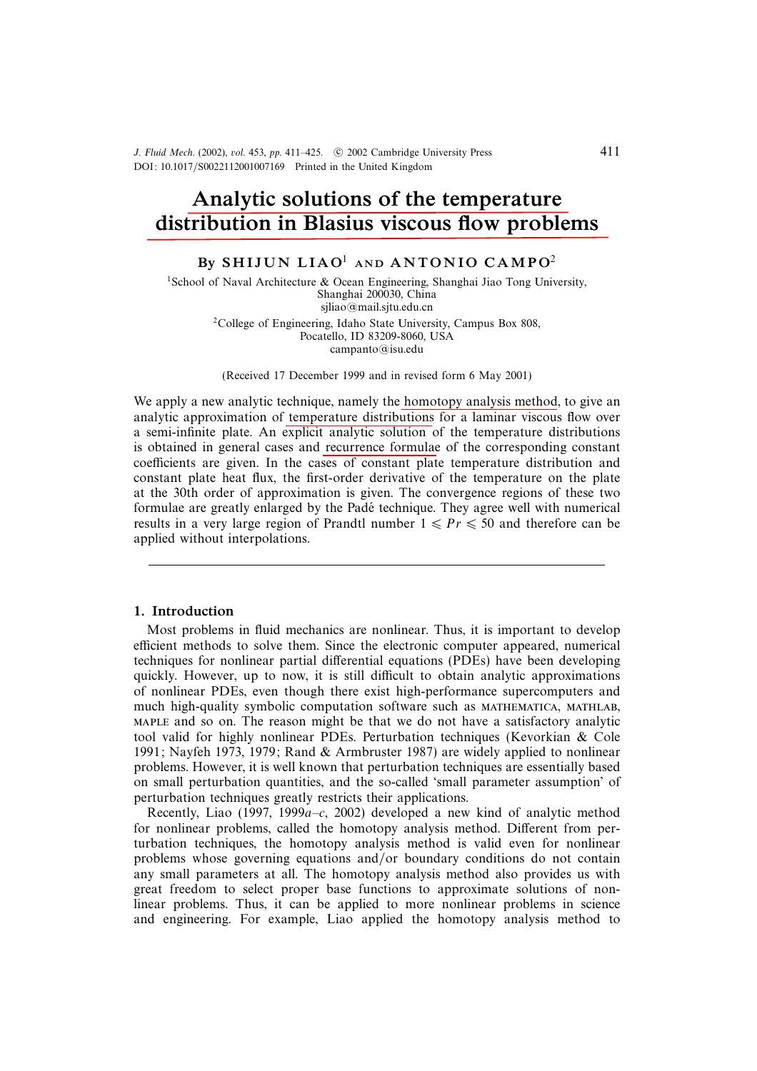# Analytic solutions of the temperature distribution in Blasius viscous flow problems

By SHIJUN LIAO[1] AND ANTONIO CAMPO[2]

[1]School of Naval Architecture & Ocean Engineering, Shanghai Jiao Tong University, Shanghai 200030, China
sjliao@mail.sjtu.edu.cn

[2]College of Engineering, Idaho State University, Campus Box 808, Pocatello, ID 83209-8060, USA
campanto@isu.edu

(Received 17 December 1999 and in revised form 6 May 2001)

We apply a new analytic technique, namely the homotopy analysis method, to give an analytic approximation of temperature distributions for a laminar viscous flow over a semi-infinite plate. An explicit analytic solution of the temperature distributions is obtained in general cases and recurrence formulae of the corresponding constant coefficients are given. In the cases of constant plate temperature distribution and constant plate heat flux, the first-order derivative of the temperature on the plate at the 30th order of approximation is given. The convergence regions of these two formulae are greatly enlarged by the Padé technique. They agree well with numerical results in a very large region of Prandtl number $1 \leqslant Pr \leqslant 50$ and therefore can be applied without interpolations.

## 1. Introduction

Most problems in fluid mechanics are nonlinear. Thus, it is important to develop efficient methods to solve them. Since the electronic computer appeared, numerical techniques for nonlinear partial differential equations (PDEs) have been developing quickly. However, up to now, it is still difficult to obtain analytic approximations of nonlinear PDEs, even though there exist high-performance supercomputers and much high-quality symbolic computation software such as MATHEMATICA, MATHLAB, MAPLE and so on. The reason might be that we do not have a satisfactory analytic tool valid for highly nonlinear PDEs. Perturbation techniques (Kevorkian & Cole 1991; Nayfeh 1973, 1979; Rand & Armbruster 1987) are widely applied to nonlinear problems. However, it is well known that perturbation techniques are essentially based on small perturbation quantities, and the so-called 'small parameter assumption' of perturbation techniques greatly restricts their applications.

Recently, Liao (1997, 1999*a*–*c*, 2002) developed a new kind of analytic method for nonlinear problems, called the homotopy analysis method. Different from perturbation techniques, the homotopy analysis method is valid even for nonlinear problems whose governing equations and/or boundary conditions do not contain any small parameters at all. The homotopy analysis method also provides us with great freedom to select proper base functions to approximate solutions of nonlinear problems. Thus, it can be applied to more nonlinear problems in science and engineering. For example, Liao applied the homotopy analysis method to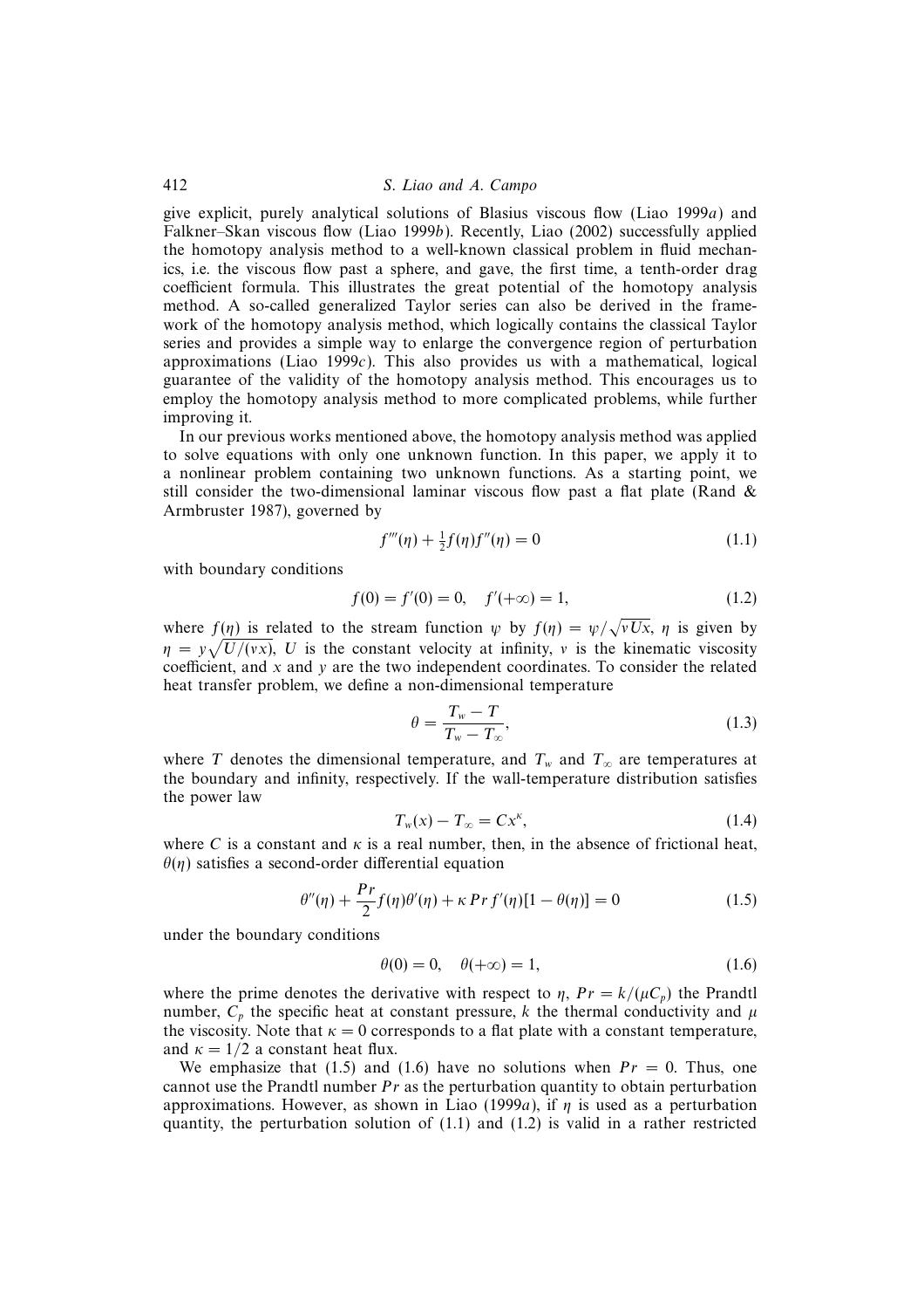give explicit, purely analytical solutions of Blasius viscous flow (Liao 1999*a*) and Falkner–Skan viscous flow (Liao 1999*b*). Recently, Liao (2002) successfully applied the homotopy analysis method to a well-known classical problem in fluid mechanics, i.e. the viscous flow past a sphere, and gave, the first time, a tenth-order drag coefficient formula. This illustrates the great potential of the homotopy analysis method. A so-called generalized Taylor series can also be derived in the framework of the homotopy analysis method, which logically contains the classical Taylor series and provides a simple way to enlarge the convergence region of perturbation approximations (Liao 1999*c*). This also provides us with a mathematical, logical guarantee of the validity of the homotopy analysis method. This encourages us to employ the homotopy analysis method to more complicated problems, while further improving it.

In our previous works mentioned above, the homotopy analysis method was applied to solve equations with only one unknown function. In this paper, we apply it to a nonlinear problem containing two unknown functions. As a starting point, we still consider the two-dimensional laminar viscous flow past a flat plate (Rand & Armbruster 1987), governed by

$$f'''(\eta) + \tfrac{1}{2} f(\eta) f''(\eta) = 0 \tag{1.1}$$

with boundary conditions

$$f(0) = f'(0) = 0, \quad f'(+\infty) = 1, \tag{1.2}$$

where $f(\eta)$ is related to the stream function $\psi$ by $f(\eta) = \psi/\sqrt{\nu U x}$, $\eta$ is given by $\eta = y\sqrt{U/(\nu x)}$, $U$ is the constant velocity at infinity, $\nu$ is the kinematic viscosity coefficient, and $x$ and $y$ are the two independent coordinates. To consider the related heat transfer problem, we define a non-dimensional temperature

$$\theta = \frac{T_w - T}{T_w - T_\infty}, \tag{1.3}$$

where $T$ denotes the dimensional temperature, and $T_w$ and $T_\infty$ are temperatures at the boundary and infinity, respectively. If the wall-temperature distribution satisfies the power law

$$T_w(x) - T_\infty = C x^\kappa, \tag{1.4}$$

where $C$ is a constant and $\kappa$ is a real number, then, in the absence of frictional heat, $\theta(\eta)$ satisfies a second-order differential equation

$$\theta''(\eta) + \frac{Pr}{2} f(\eta)\theta'(\eta) + \kappa \, Pr \, f'(\eta)[1 - \theta(\eta)] = 0 \tag{1.5}$$

under the boundary conditions

$$\theta(0) = 0, \quad \theta(+\infty) = 1, \tag{1.6}$$

where the prime denotes the derivative with respect to $\eta$, $Pr = k/(\mu C_p)$ the Prandtl number, $C_p$ the specific heat at constant pressure, $k$ the thermal conductivity and $\mu$ the viscosity. Note that $\kappa = 0$ corresponds to a flat plate with a constant temperature, and $\kappa = 1/2$ a constant heat flux.

We emphasize that (1.5) and (1.6) have no solutions when $Pr = 0$. Thus, one cannot use the Prandtl number $Pr$ as the perturbation quantity to obtain perturbation approximations. However, as shown in Liao (1999*a*), if $\eta$ is used as a perturbation quantity, the perturbation solution of (1.1) and (1.2) is valid in a rather restricted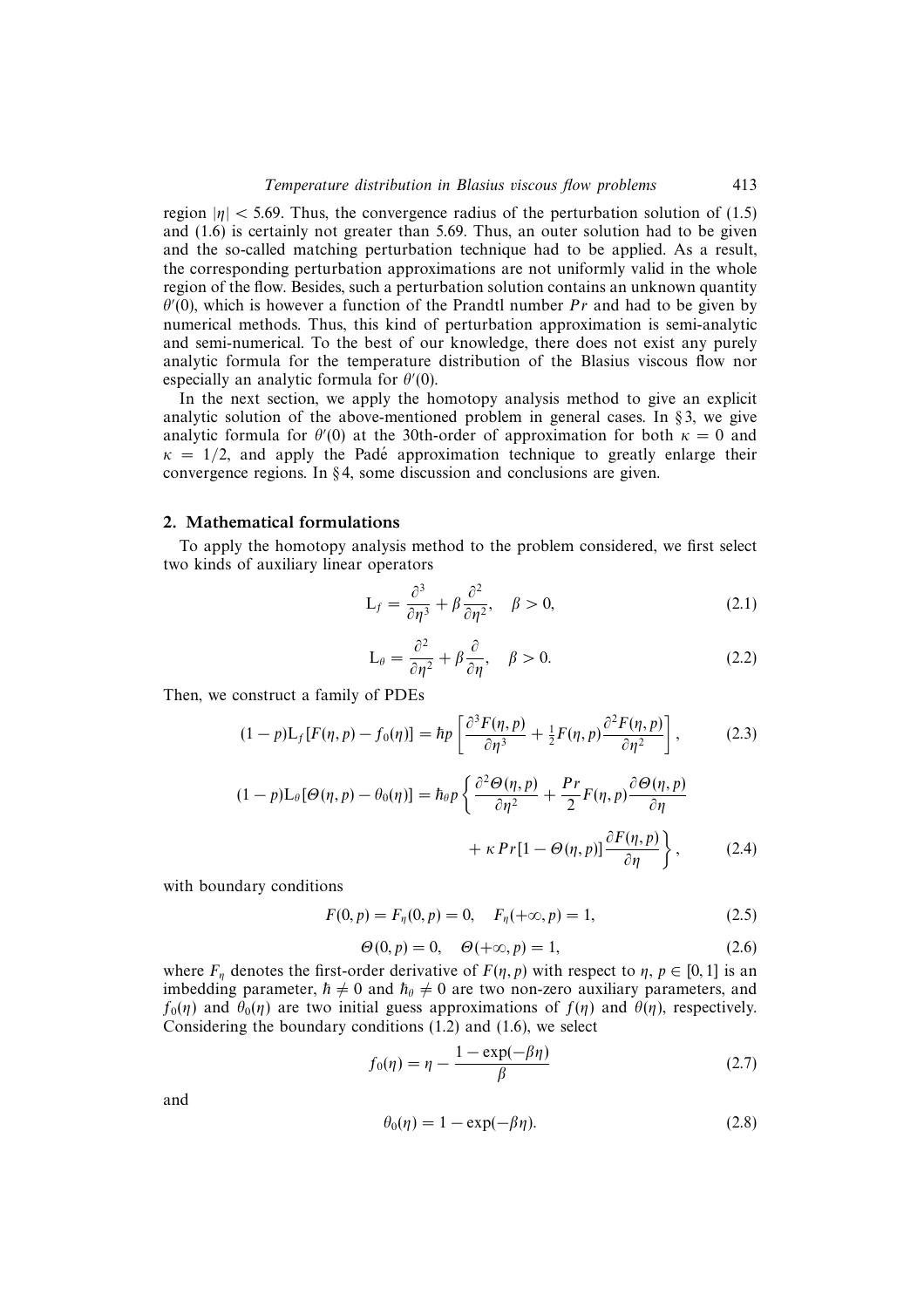region $|\eta| < 5.69$. Thus, the convergence radius of the perturbation solution of (1.5) and (1.6) is certainly not greater than 5.69. Thus, an outer solution had to be given and the so-called matching perturbation technique had to be applied. As a result, the corresponding perturbation approximations are not uniformly valid in the whole region of the flow. Besides, such a perturbation solution contains an unknown quantity $\theta'(0)$, which is however a function of the Prandtl number $Pr$ and had to be given by numerical methods. Thus, this kind of perturbation approximation is semi-analytic and semi-numerical. To the best of our knowledge, there does not exist any purely analytic formula for the temperature distribution of the Blasius viscous flow nor especially an analytic formula for $\theta'(0)$.

In the next section, we apply the homotopy analysis method to give an explicit analytic solution of the above-mentioned problem in general cases. In § 3, we give analytic formula for $\theta'(0)$ at the 30th-order of approximation for both $\kappa = 0$ and $\kappa = 1/2$, and apply the Padé approximation technique to greatly enlarge their convergence regions. In § 4, some discussion and conclusions are given.

## 2. Mathematical formulations

To apply the homotopy analysis method to the problem considered, we first select two kinds of auxiliary linear operators

$$\mathrm{L}_f = \frac{\partial^3}{\partial \eta^3} + \beta \frac{\partial^2}{\partial \eta^2}, \quad \beta > 0, \tag{2.1}$$

$$\mathrm{L}_\theta = \frac{\partial^2}{\partial \eta^2} + \beta \frac{\partial}{\partial \eta}, \quad \beta > 0. \tag{2.2}$$

Then, we construct a family of PDEs

$$(1-p)\mathrm{L}_f[F(\eta,p) - f_0(\eta)] = \hbar p \left[ \frac{\partial^3 F(\eta,p)}{\partial \eta^3} + \tfrac{1}{2} F(\eta,p) \frac{\partial^2 F(\eta,p)}{\partial \eta^2} \right], \tag{2.3}$$

$$(1-p)\mathrm{L}_\theta[\Theta(\eta,p) - \theta_0(\eta)] = \hbar_\theta p \left\{ \frac{\partial^2 \Theta(\eta,p)}{\partial \eta^2} + \frac{Pr}{2} F(\eta,p) \frac{\partial \Theta(\eta,p)}{\partial \eta} + \kappa Pr [1 - \Theta(\eta,p)] \frac{\partial F(\eta,p)}{\partial \eta} \right\}, \tag{2.4}$$

with boundary conditions

$$F(0,p) = F_\eta(0,p) = 0, \quad F_\eta(+\infty,p) = 1, \tag{2.5}$$

$$\Theta(0,p) = 0, \quad \Theta(+\infty,p) = 1, \tag{2.6}$$

where $F_\eta$ denotes the first-order derivative of $F(\eta,p)$ with respect to $\eta$, $p \in [0,1]$ is an imbedding parameter, $\hbar \neq 0$ and $\hbar_\theta \neq 0$ are two non-zero auxiliary parameters, and $f_0(\eta)$ and $\theta_0(\eta)$ are two initial guess approximations of $f(\eta)$ and $\theta(\eta)$, respectively. Considering the boundary conditions (1.2) and (1.6), we select

$$f_0(\eta) = \eta - \frac{1 - \exp(-\beta\eta)}{\beta} \tag{2.7}$$

and

$$\theta_0(\eta) = 1 - \exp(-\beta\eta). \tag{2.8}$$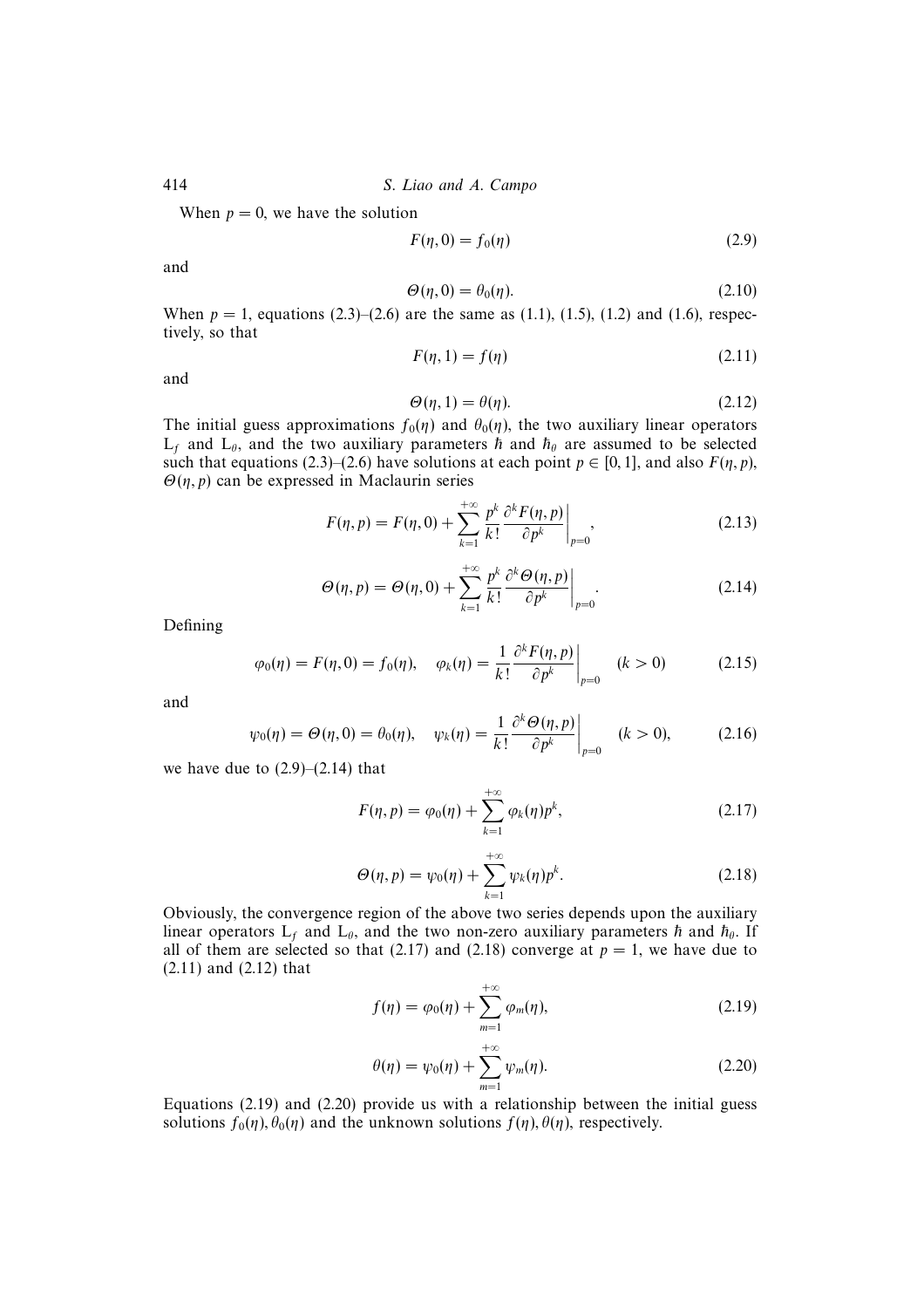When $p = 0$, we have the solution

$$F(\eta, 0) = f_0(\eta) \tag{2.9}$$

and

$$\Theta(\eta, 0) = \theta_0(\eta). \tag{2.10}$$

When $p = 1$, equations (2.3)–(2.6) are the same as (1.1), (1.5), (1.2) and (1.6), respectively, so that

$$F(\eta, 1) = f(\eta) \tag{2.11}$$

and

$$\Theta(\eta, 1) = \theta(\eta). \tag{2.12}$$

The initial guess approximations $f_0(\eta)$ and $\theta_0(\eta)$, the two auxiliary linear operators $\mathrm{L}_f$ and $\mathrm{L}_\theta$, and the two auxiliary parameters $\hbar$ and $\hbar_\theta$ are assumed to be selected such that equations (2.3)–(2.6) have solutions at each point $p \in [0, 1]$, and also $F(\eta, p)$, $\Theta(\eta, p)$ can be expressed in Maclaurin series

$$F(\eta, p) = F(\eta, 0) + \sum_{k=1}^{+\infty} \frac{p^k}{k!} \frac{\partial^k F(\eta, p)}{\partial p^k}\bigg|_{p=0}, \tag{2.13}$$

$$\Theta(\eta, p) = \Theta(\eta, 0) + \sum_{k=1}^{+\infty} \frac{p^k}{k!} \frac{\partial^k \Theta(\eta, p)}{\partial p^k}\bigg|_{p=0}. \tag{2.14}$$

Defining

$$\varphi_0(\eta) = F(\eta, 0) = f_0(\eta), \quad \varphi_k(\eta) = \frac{1}{k!} \frac{\partial^k F(\eta, p)}{\partial p^k}\bigg|_{p=0} \quad (k > 0) \tag{2.15}$$

and

$$\psi_0(\eta) = \Theta(\eta, 0) = \theta_0(\eta), \quad \psi_k(\eta) = \frac{1}{k!} \frac{\partial^k \Theta(\eta, p)}{\partial p^k}\bigg|_{p=0} \quad (k > 0), \tag{2.16}$$

we have due to (2.9)–(2.14) that

$$F(\eta, p) = \varphi_0(\eta) + \sum_{k=1}^{+\infty} \varphi_k(\eta) p^k, \tag{2.17}$$

$$\Theta(\eta, p) = \psi_0(\eta) + \sum_{k=1}^{+\infty} \psi_k(\eta) p^k. \tag{2.18}$$

Obviously, the convergence region of the above two series depends upon the auxiliary linear operators $\mathrm{L}_f$ and $\mathrm{L}_\theta$, and the two non-zero auxiliary parameters $\hbar$ and $\hbar_\theta$. If all of them are selected so that (2.17) and (2.18) converge at $p = 1$, we have due to (2.11) and (2.12) that

$$f(\eta) = \varphi_0(\eta) + \sum_{m=1}^{+\infty} \varphi_m(\eta), \tag{2.19}$$

$$\theta(\eta) = \psi_0(\eta) + \sum_{m=1}^{+\infty} \psi_m(\eta). \tag{2.20}$$

Equations (2.19) and (2.20) provide us with a relationship between the initial guess solutions $f_0(\eta), \theta_0(\eta)$ and the unknown solutions $f(\eta), \theta(\eta)$, respectively.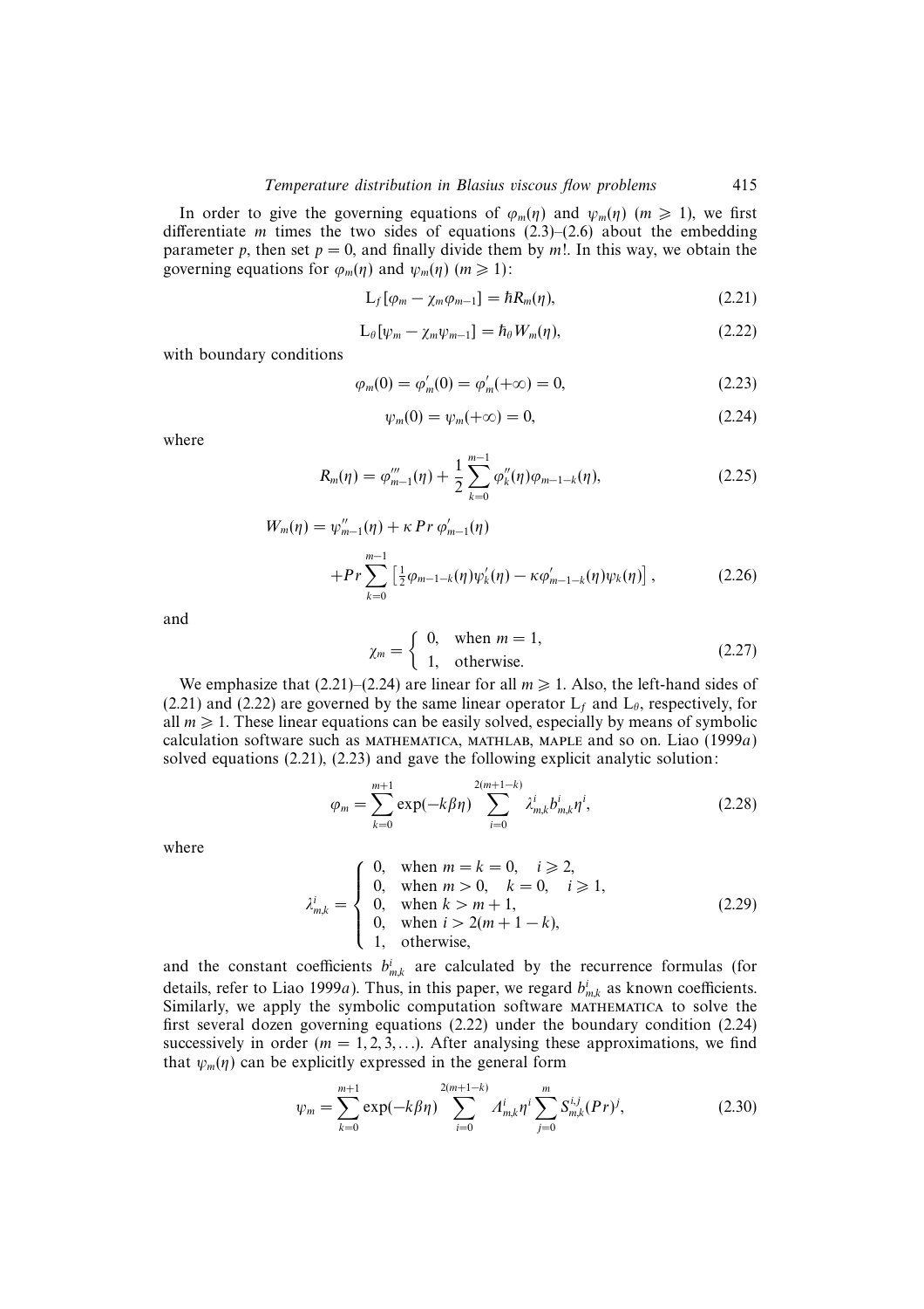In order to give the governing equations of $\varphi_m(\eta)$ and $\psi_m(\eta)$ $(m \geqslant 1)$, we first differentiate $m$ times the two sides of equations (2.3)–(2.6) about the embedding parameter $p$, then set $p = 0$, and finally divide them by $m!$. In this way, we obtain the governing equations for $\varphi_m(\eta)$ and $\psi_m(\eta)$ $(m \geqslant 1)$:

$$\mathrm{L}_f[\varphi_m - \chi_m \varphi_{m-1}] = \hbar R_m(\eta), \tag{2.21}$$

$$\mathrm{L}_\theta[\psi_m - \chi_m \psi_{m-1}] = \hbar_\theta W_m(\eta), \tag{2.22}$$

with boundary conditions

$$\varphi_m(0) = \varphi_m'(0) = \varphi_m'(+\infty) = 0, \tag{2.23}$$

$$\psi_m(0) = \psi_m(+\infty) = 0, \tag{2.24}$$

where

$$R_m(\eta) = \varphi_{m-1}'''(\eta) + \frac{1}{2}\sum_{k=0}^{m-1} \varphi_k''(\eta)\varphi_{m-1-k}(\eta), \tag{2.25}$$

$$W_m(\eta) = \psi_{m-1}''(\eta) + \kappa\, Pr\, \varphi_{m-1}'(\eta) + Pr \sum_{k=0}^{m-1}\left[\tfrac{1}{2}\varphi_{m-1-k}(\eta)\psi_k'(\eta) - \kappa \varphi_{m-1-k}'(\eta)\psi_k(\eta)\right], \tag{2.26}$$

and

$$\chi_m = \begin{cases} 0, & \text{when } m = 1, \\ 1, & \text{otherwise.} \end{cases} \tag{2.27}$$

We emphasize that (2.21)–(2.24) are linear for all $m \geqslant 1$. Also, the left-hand sides of (2.21) and (2.22) are governed by the same linear operator $\mathrm{L}_f$ and $\mathrm{L}_\theta$, respectively, for all $m \geqslant 1$. These linear equations can be easily solved, especially by means of symbolic calculation software such as MATHEMATICA, MATHLAB, MAPLE and so on. Liao (1999*a*) solved equations (2.21), (2.23) and gave the following explicit analytic solution:

$$\varphi_m = \sum_{k=0}^{m+1} \exp(-k\beta\eta) \sum_{i=0}^{2(m+1-k)} \lambda_{m,k}^i b_{m,k}^i \eta^i, \tag{2.28}$$

where

$$\lambda_{m,k}^i = \begin{cases} 0, & \text{when } m = k = 0, \quad i \geqslant 2, \\ 0, & \text{when } m > 0, \quad k = 0, \quad i \geqslant 1, \\ 0, & \text{when } k > m+1, \\ 0, & \text{when } i > 2(m+1-k), \\ 1, & \text{otherwise,} \end{cases} \tag{2.29}$$

and the constant coefficients $b_{m,k}^i$ are calculated by the recurrence formulas (for details, refer to Liao 1999*a*). Thus, in this paper, we regard $b_{m,k}^i$ as known coefficients. Similarly, we apply the symbolic computation software MATHEMATICA to solve the first several dozen governing equations (2.22) under the boundary condition (2.24) successively in order $(m = 1, 2, 3, \ldots)$. After analysing these approximations, we find that $\psi_m(\eta)$ can be explicitly expressed in the general form

$$\psi_m = \sum_{k=0}^{m+1} \exp(-k\beta\eta) \sum_{i=0}^{2(m+1-k)} \Lambda_{m,k}^i \eta^i \sum_{j=0}^{m} S_{m,k}^{i,j} (Pr)^j, \tag{2.30}$$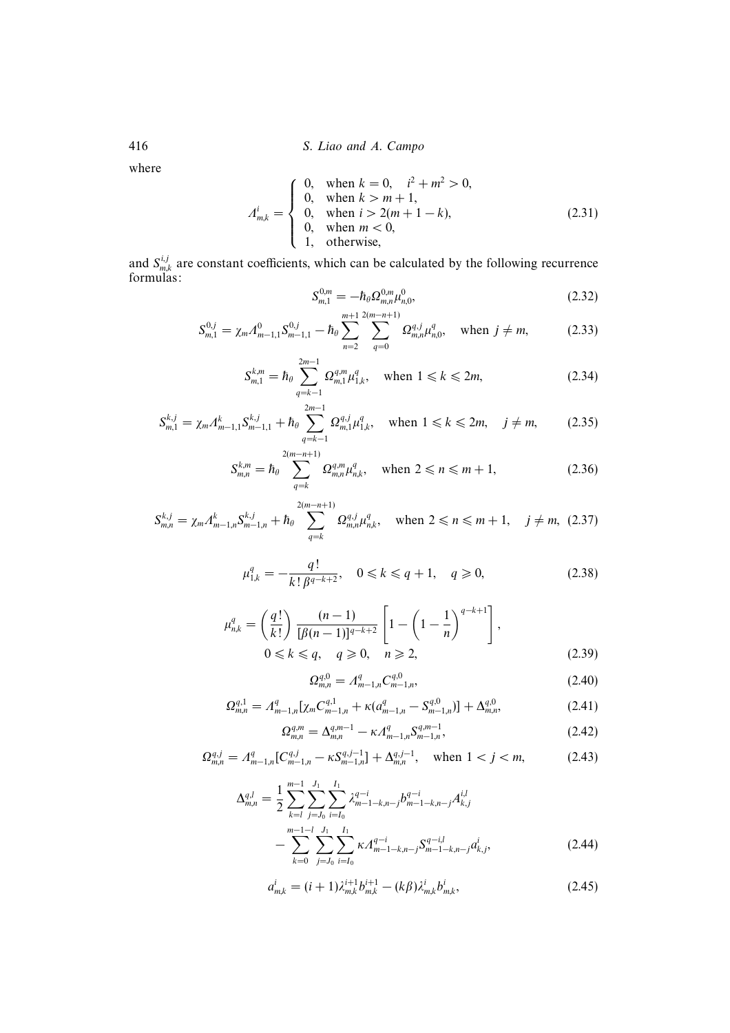where

$$
\Lambda_{m,k}^{i} = \begin{cases} 0, & \text{when } k = 0, \quad i^2 + m^2 > 0, \\ 0, & \text{when } k > m+1, \\ 0, & \text{when } i > 2(m+1-k), \\ 0, & \text{when } m < 0, \\ 1, & \text{otherwise}, \end{cases} \tag{2.31}
$$

and $S_{m,k}^{i,j}$ are constant coefficients, which can be calculated by the following recurrence formulas:

$$
S_{m,1}^{0,m} = -\hbar_\theta \Omega_{m,n}^{0,m} \mu_{n,0}^{0}, \tag{2.32}
$$

$$
S_{m,1}^{0,j} = \chi_m \Lambda_{m-1,1}^{0} S_{m-1,1}^{0,j} - \hbar_\theta \sum_{n=2}^{m+1} \sum_{q=0}^{2(m-n+1)} \Omega_{m,n}^{q,j} \mu_{n,0}^{q}, \quad \text{when } j \neq m, \tag{2.33}
$$

$$
S_{m,1}^{k,m} = \hbar_\theta \sum_{q=k-1}^{2m-1} \Omega_{m,1}^{q,m} \mu_{1,k}^{q}, \quad \text{when } 1 \leqslant k \leqslant 2m, \tag{2.34}
$$

$$
S_{m,1}^{k,j} = \chi_m \Lambda_{m-1,1}^{k} S_{m-1,1}^{k,j} + \hbar_\theta \sum_{q=k-1}^{2m-1} \Omega_{m,1}^{q,j} \mu_{1,k}^{q}, \quad \text{when } 1 \leqslant k \leqslant 2m, \quad j \neq m, \tag{2.35}
$$

$$
S_{m,n}^{k,m} = \hbar_\theta \sum_{q=k}^{2(m-n+1)} \Omega_{m,n}^{q,m} \mu_{n,k}^{q}, \quad \text{when } 2 \leqslant n \leqslant m+1, \tag{2.36}
$$

$$
S_{m,n}^{k,j} = \chi_m \Lambda_{m-1,n}^{k} S_{m-1,n}^{k,j} + \hbar_\theta \sum_{q=k}^{2(m-n+1)} \Omega_{m,n}^{q,j} \mu_{n,k}^{q}, \quad \text{when } 2 \leqslant n \leqslant m+1, \quad j \neq m, \tag{2.37}
$$

$$
\mu_{1,k}^{q} = -\frac{q!}{k!\,\beta^{q-k+2}}, \quad 0 \leqslant k \leqslant q+1, \quad q \geqslant 0, \tag{2.38}
$$

$$
\mu_{n,k}^{q} = \left(\frac{q!}{k!}\right) \frac{(n-1)}{[\beta(n-1)]^{q-k+2}} \left[1 - \left(1 - \frac{1}{n}\right)^{q-k+1}\right],
$$
$$
0 \leqslant k \leqslant q, \quad q \geqslant 0, \quad n \geqslant 2, \tag{2.39}
$$

$$
\Omega_{m,n}^{q,0} = \Lambda_{m-1,n}^{q} C_{m-1,n}^{q,0}, \tag{2.40}
$$

$$
\Omega_{m,n}^{q,1} = \Lambda_{m-1,n}^{q} [\chi_m C_{m-1,n}^{q,1} + \kappa (a_{m-1,n}^{q} - S_{m-1,n}^{q,0})] + \Delta_{m,n}^{q,0}, \tag{2.41}
$$

$$
\Omega_{m,n}^{q,m} = \Delta_{m,n}^{q,m-1} - \kappa \Lambda_{m-1,n}^{q} S_{m-1,n}^{q,m-1}, \tag{2.42}
$$

$$
\Omega_{m,n}^{q,j} = \Lambda_{m-1,n}^{q} [C_{m-1,n}^{q,j} - \kappa S_{m-1,n}^{q,j-1}] + \Delta_{m,n}^{q,j-1}, \quad \text{when } 1 < j < m, \tag{2.43}
$$

$$
\Delta_{m,n}^{q,l} = \frac{1}{2} \sum_{k=l}^{m-1} \sum_{j=J_0}^{J_1} \sum_{i=I_0}^{I_1} \lambda_{m-1-k,n-j}^{q-i} b_{m-1-k,n-j}^{q-i} A_{k,j}^{i,l}
$$
$$
- \sum_{k=0}^{m-1-l} \sum_{j=J_0}^{J_1} \sum_{i=I_0}^{I_1} \kappa \Lambda_{m-1-k,n-j}^{q-i} S_{m-1-k,n-j}^{q-i,l} a_{k,j}^{i}, \tag{2.44}
$$

$$
a_{m,k}^{i} = (i+1)\lambda_{m,k}^{i+1} b_{m,k}^{i+1} - (k\beta)\lambda_{m,k}^{i} b_{m,k}^{i}, \tag{2.45}
$$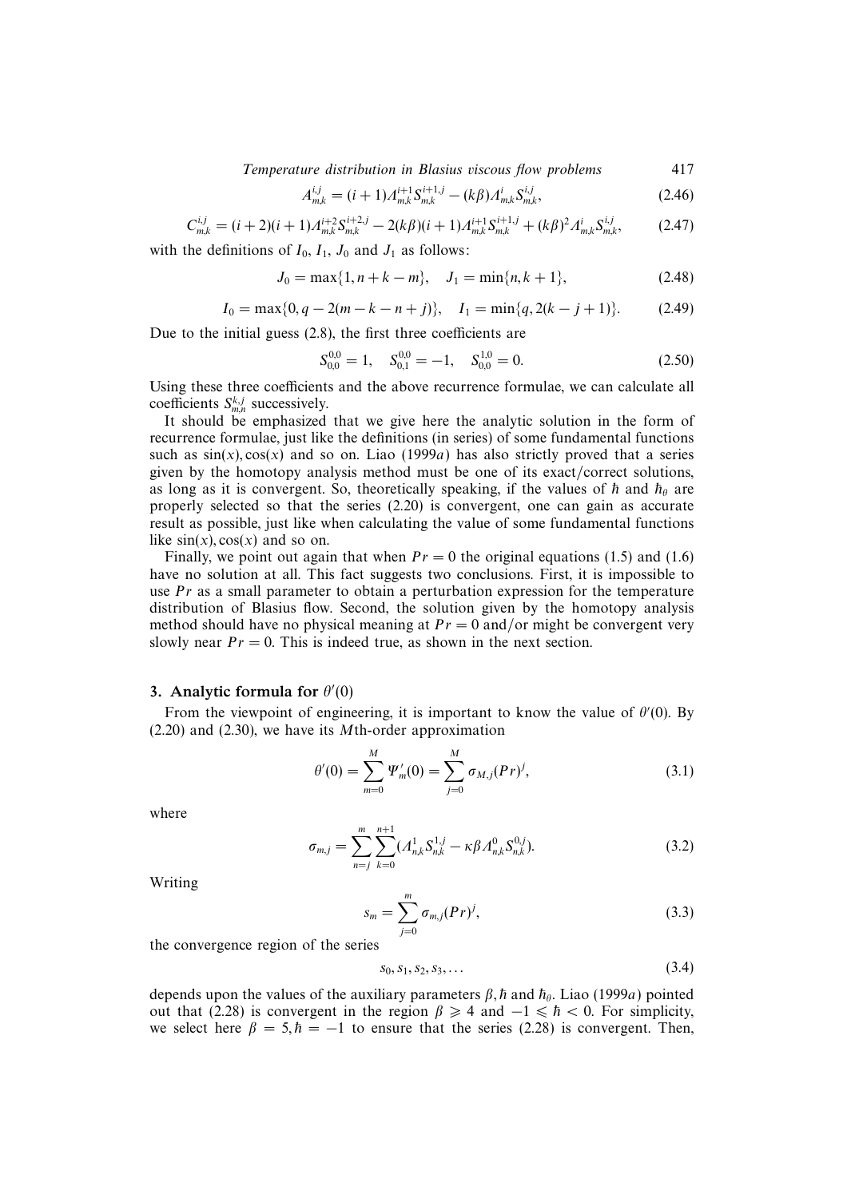$$A^{i,j}_{m,k} = (i+1)\Lambda^{i+1}_{m,k}S^{i+1,j}_{m,k} - (k\beta)\Lambda^{i}_{m,k}S^{i,j}_{m,k}, \tag{2.46}$$

$$C^{i,j}_{m,k} = (i+2)(i+1)\Lambda^{i+2}_{m,k}S^{i+2,j}_{m,k} - 2(k\beta)(i+1)\Lambda^{i+1}_{m,k}S^{i+1,j}_{m,k} + (k\beta)^2\Lambda^{i}_{m,k}S^{i,j}_{m,k}, \tag{2.47}$$

with the definitions of $I_0$, $I_1$, $J_0$ and $J_1$ as follows:

$$J_0 = \max\{1, n+k-m\}, \quad J_1 = \min\{n, k+1\}, \tag{2.48}$$

$$I_0 = \max\{0, q-2(m-k-n+j)\}, \quad I_1 = \min\{q, 2(k-j+1)\}. \tag{2.49}$$

Due to the initial guess (2.8), the first three coefficients are

$$S^{0,0}_{0,0} = 1, \quad S^{0,0}_{0,1} = -1, \quad S^{1,0}_{0,0} = 0. \tag{2.50}$$

Using these three coefficients and the above recurrence formulae, we can calculate all coefficients $S^{k,j}_{m,n}$ successively.

It should be emphasized that we give here the analytic solution in the form of recurrence formulae, just like the definitions (in series) of some fundamental functions such as $\sin(x), \cos(x)$ and so on. Liao (1999*a*) has also strictly proved that a series given by the homotopy analysis method must be one of its exact/correct solutions, as long as it is convergent. So, theoretically speaking, if the values of $\hbar$ and $\hbar_\theta$ are properly selected so that the series (2.20) is convergent, one can gain as accurate result as possible, just like when calculating the value of some fundamental functions like $\sin(x), \cos(x)$ and so on.

Finally, we point out again that when $Pr = 0$ the original equations (1.5) and (1.6) have no solution at all. This fact suggests two conclusions. First, it is impossible to use $Pr$ as a small parameter to obtain a perturbation expression for the temperature distribution of Blasius flow. Second, the solution given by the homotopy analysis method should have no physical meaning at $Pr = 0$ and/or might be convergent very slowly near $Pr = 0$. This is indeed true, as shown in the next section.

## 3. Analytic formula for $\theta'(0)$

From the viewpoint of engineering, it is important to know the value of $\theta'(0)$. By (2.20) and (2.30), we have its $M$th-order approximation

$$\theta'(0) = \sum_{m=0}^{M} \Psi'_m(0) = \sum_{j=0}^{M} \sigma_{M,j}(Pr)^j, \tag{3.1}$$

where

$$\sigma_{m,j} = \sum_{n=j}^{m}\sum_{k=0}^{n+1}(\Lambda^1_{n,k}S^{1,j}_{n,k} - \kappa\beta\Lambda^0_{n,k}S^{0,j}_{n,k}). \tag{3.2}$$

Writing

$$s_m = \sum_{j=0}^{m}\sigma_{m,j}(Pr)^j, \tag{3.3}$$

the convergence region of the series

$$s_0, s_1, s_2, s_3, \ldots \tag{3.4}$$

depends upon the values of the auxiliary parameters $\beta, \hbar$ and $\hbar_\theta$. Liao (1999*a*) pointed out that (2.28) is convergent in the region $\beta \geqslant 4$ and $-1 \leqslant \hbar < 0$. For simplicity, we select here $\beta = 5, \hbar = -1$ to ensure that the series (2.28) is convergent. Then,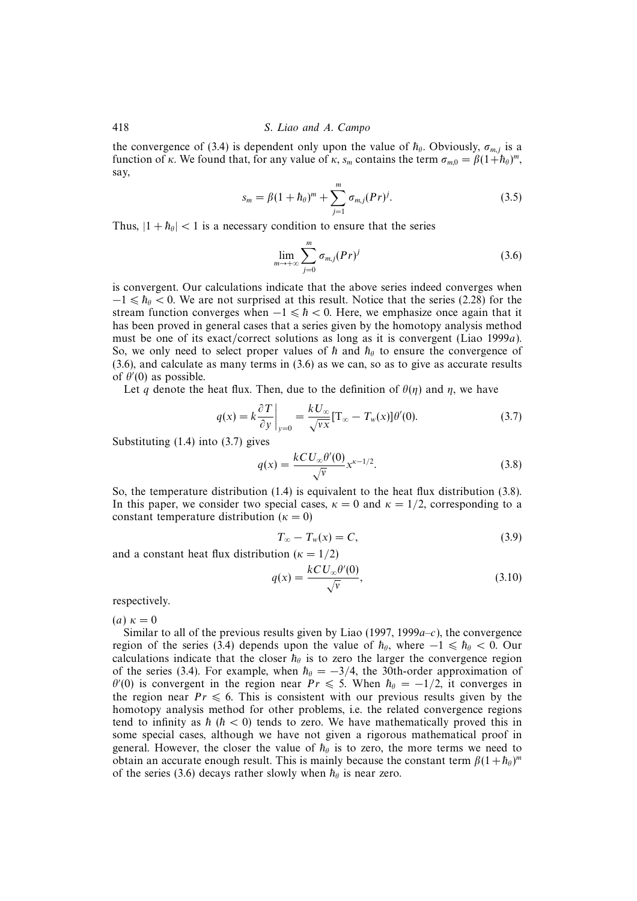the convergence of (3.4) is dependent only upon the value of $\hbar_\theta$. Obviously, $\sigma_{m,j}$ is a function of $\kappa$. We found that, for any value of $\kappa$, $s_m$ contains the term $\sigma_{m,0} = \beta(1+\hbar_\theta)^m$, say,

$$s_m = \beta(1+\hbar_\theta)^m + \sum_{j=1}^{m} \sigma_{m,j}(Pr)^j. \tag{3.5}$$

Thus, $|1+\hbar_\theta| < 1$ is a necessary condition to ensure that the series

$$\lim_{m\to+\infty} \sum_{j=0}^{m} \sigma_{m,j}(Pr)^j \tag{3.6}$$

is convergent. Our calculations indicate that the above series indeed converges when $-1 \leqslant \hbar_\theta < 0$. We are not surprised at this result. Notice that the series (2.28) for the stream function converges when $-1 \leqslant \hbar < 0$. Here, we emphasize once again that it has been proved in general cases that a series given by the homotopy analysis method must be one of its exact/correct solutions as long as it is convergent (Liao 1999*a*). So, we only need to select proper values of $\hbar$ and $\hbar_\theta$ to ensure the convergence of (3.6), and calculate as many terms in (3.6) as we can, so as to give as accurate results of $\theta'(0)$ as possible.

Let $q$ denote the heat flux. Then, due to the definition of $\theta(\eta)$ and $\eta$, we have

$$q(x) = k\left.\frac{\partial T}{\partial y}\right|_{y=0} = \frac{kU_\infty}{\sqrt{\nu x}}[T_\infty - T_w(x)]\theta'(0). \tag{3.7}$$

Substituting (1.4) into (3.7) gives

$$q(x) = \frac{kCU_\infty\theta'(0)}{\sqrt{\nu}} x^{\kappa-1/2}. \tag{3.8}$$

So, the temperature distribution (1.4) is equivalent to the heat flux distribution (3.8). In this paper, we consider two special cases, $\kappa = 0$ and $\kappa = 1/2$, corresponding to a constant temperature distribution ($\kappa = 0$)

$$T_\infty - T_w(x) = C, \tag{3.9}$$

and a constant heat flux distribution ($\kappa = 1/2$)

$$q(x) = \frac{kCU_\infty\theta'(0)}{\sqrt{\nu}}, \tag{3.10}$$

respectively.

(*a*) $\kappa = 0$

Similar to all of the previous results given by Liao (1997, 1999*a*–*c*), the convergence region of the series (3.4) depends upon the value of $\hbar_\theta$, where $-1 \leqslant \hbar_\theta < 0$. Our calculations indicate that the closer $\hbar_\theta$ is to zero the larger the convergence region of the series (3.4). For example, when $\hbar_\theta = -3/4$, the 30th-order approximation of $\theta'(0)$ is convergent in the region near $Pr \leqslant 5$. When $\hbar_\theta = -1/2$, it converges in the region near $Pr \leqslant 6$. This is consistent with our previous results given by the homotopy analysis method for other problems, i.e. the related convergence regions tend to infinity as $\hbar$ ($\hbar < 0$) tends to zero. We have mathematically proved this in some special cases, although we have not given a rigorous mathematical proof in general. However, the closer the value of $\hbar_\theta$ is to zero, the more terms we need to obtain an accurate enough result. This is mainly because the constant term $\beta(1+\hbar_\theta)^m$ of the series (3.6) decays rather slowly when $\hbar_\theta$ is near zero.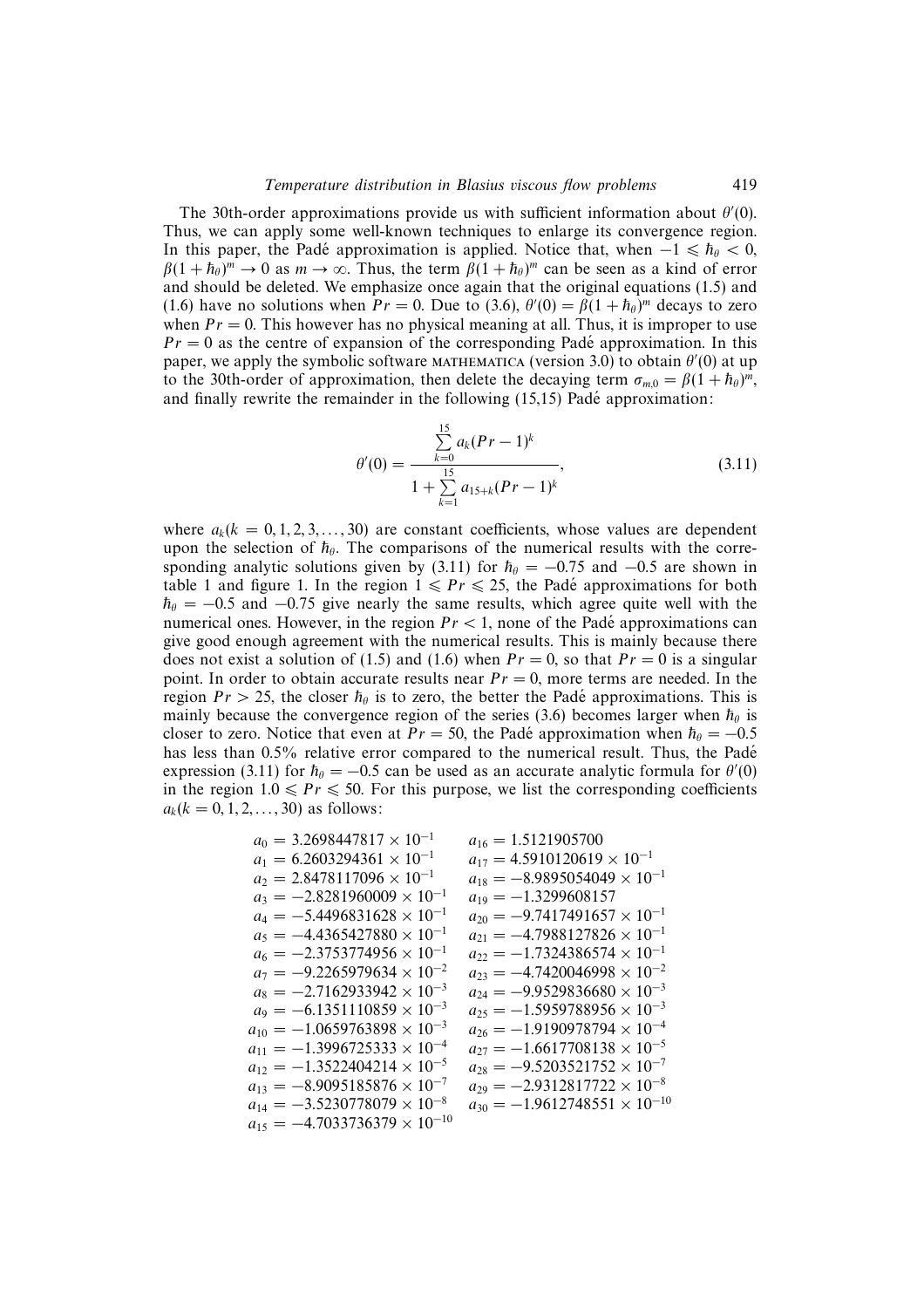The 30th-order approximations provide us with sufficient information about $\theta'(0)$. Thus, we can apply some well-known techniques to enlarge its convergence region. In this paper, the Padé approximation is applied. Notice that, when $-1 \leqslant \hbar_\theta < 0$, $\beta(1+\hbar_\theta)^m \to 0$ as $m \to \infty$. Thus, the term $\beta(1+\hbar_\theta)^m$ can be seen as a kind of error and should be deleted. We emphasize once again that the original equations (1.5) and (1.6) have no solutions when $Pr = 0$. Due to (3.6), $\theta'(0) = \beta(1+\hbar_\theta)^m$ decays to zero when $Pr = 0$. This however has no physical meaning at all. Thus, it is improper to use $Pr = 0$ as the centre of expansion of the corresponding Padé approximation. In this paper, we apply the symbolic software MATHEMATICA (version 3.0) to obtain $\theta'(0)$ at up to the 30th-order of approximation, then delete the decaying term $\sigma_{m,0} = \beta(1+\hbar_\theta)^m$, and finally rewrite the remainder in the following (15,15) Padé approximation:

$$
\theta'(0) = \frac{\sum_{k=0}^{15} a_k (Pr-1)^k}{1 + \sum_{k=1}^{15} a_{15+k} (Pr-1)^k}, \tag{3.11}
$$

where $a_k (k = 0, 1, 2, 3, \ldots, 30)$ are constant coefficients, whose values are dependent upon the selection of $\hbar_\theta$. The comparisons of the numerical results with the corresponding analytic solutions given by (3.11) for $\hbar_\theta = -0.75$ and $-0.5$ are shown in table 1 and figure 1. In the region $1 \leqslant Pr \leqslant 25$, the Padé approximations for both $\hbar_\theta = -0.5$ and $-0.75$ give nearly the same results, which agree quite well with the numerical ones. However, in the region $Pr < 1$, none of the Padé approximations can give good enough agreement with the numerical results. This is mainly because there does not exist a solution of (1.5) and (1.6) when $Pr = 0$, so that $Pr = 0$ is a singular point. In order to obtain accurate results near $Pr = 0$, more terms are needed. In the region $Pr > 25$, the closer $\hbar_\theta$ is to zero, the better the Padé approximations. This is mainly because the convergence region of the series (3.6) becomes larger when $\hbar_\theta$ is closer to zero. Notice that even at $Pr = 50$, the Padé approximation when $\hbar_\theta = -0.5$ has less than 0.5% relative error compared to the numerical result. Thus, the Padé expression (3.11) for $\hbar_\theta = -0.5$ can be used as an accurate analytic formula for $\theta'(0)$ in the region $1.0 \leqslant Pr \leqslant 50$. For this purpose, we list the corresponding coefficients $a_k (k = 0, 1, 2, \ldots, 30)$ as follows:

$a_0 = 3.2698447817 \times 10^{-1}$ $\quad a_{16} = 1.5121905700$
$a_1 = 6.2603294361 \times 10^{-1}$ $\quad a_{17} = 4.5910120619 \times 10^{-1}$
$a_2 = 2.8478117096 \times 10^{-1}$ $\quad a_{18} = -8.9895054049 \times 10^{-1}$
$a_3 = -2.8281960009 \times 10^{-1}$ $\quad a_{19} = -1.3299608157$
$a_4 = -5.4496831628 \times 10^{-1}$ $\quad a_{20} = -9.7417491657 \times 10^{-1}$
$a_5 = -4.4365427880 \times 10^{-1}$ $\quad a_{21} = -4.7988127826 \times 10^{-1}$
$a_6 = -2.3753774956 \times 10^{-1}$ $\quad a_{22} = -1.7324386574 \times 10^{-1}$
$a_7 = -9.2265979634 \times 10^{-2}$ $\quad a_{23} = -4.7420046998 \times 10^{-2}$
$a_8 = -2.7162933942 \times 10^{-3}$ $\quad a_{24} = -9.9529836680 \times 10^{-3}$
$a_9 = -6.1351110859 \times 10^{-3}$ $\quad a_{25} = -1.5959788956 \times 10^{-3}$
$a_{10} = -1.0659763898 \times 10^{-3}$ $\quad a_{26} = -1.9190978794 \times 10^{-4}$
$a_{11} = -1.3996725333 \times 10^{-4}$ $\quad a_{27} = -1.6617708138 \times 10^{-5}$
$a_{12} = -1.3522404214 \times 10^{-5}$ $\quad a_{28} = -9.5203521752 \times 10^{-7}$
$a_{13} = -8.9095185876 \times 10^{-7}$ $\quad a_{29} = -2.9312817722 \times 10^{-8}$
$a_{14} = -3.5230778079 \times 10^{-8}$ $\quad a_{30} = -1.9612748551 \times 10^{-10}$
$a_{15} = -4.7033736379 \times 10^{-10}$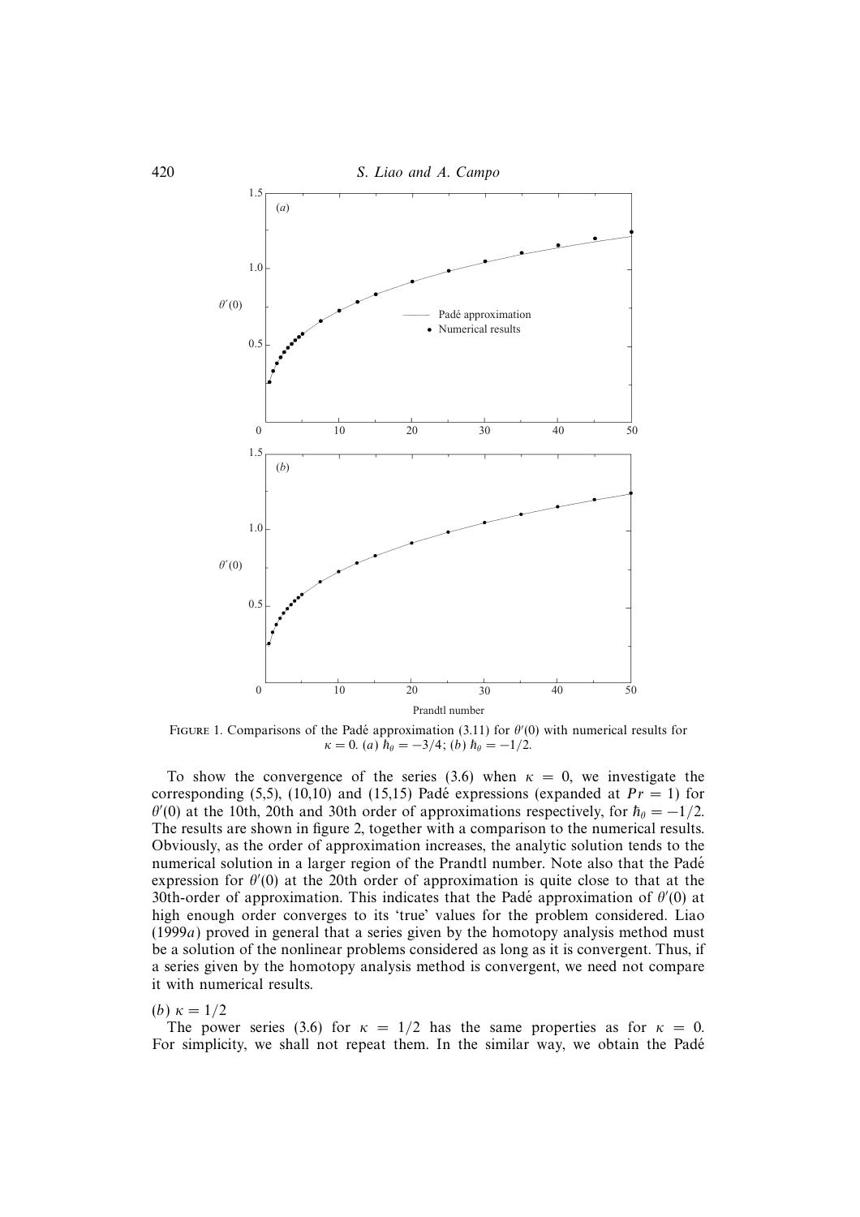(a)

1.5

1.0

$\theta'(0)$

0.5

0

10

20

30

40

50

Padé approximation

• Numerical results

(b)

1.5

1.0

$\theta'(0)$

0.5

0

10

20

30

40

50

Prandtl number

FIGURE 1. Comparisons of the Padé approximation (3.11) for $\theta'(0)$ with numerical results for $\kappa = 0$. (a) $\hbar_\theta = -3/4$; (b) $\hbar_\theta = -1/2$.

To show the convergence of the series (3.6) when $\kappa = 0$, we investigate the corresponding (5,5), (10,10) and (15,15) Padé expressions (expanded at $Pr = 1$) for $\theta'(0)$ at the 10th, 20th and 30th order of approximations respectively, for $\hbar_\theta = -1/2$. The results are shown in figure 2, together with a comparison to the numerical results. Obviously, as the order of approximation increases, the analytic solution tends to the numerical solution in a larger region of the Prandtl number. Note also that the Padé expression for $\theta'(0)$ at the 20th order of approximation is quite close to that at the 30th-order of approximation. This indicates that the Padé approximation of $\theta'(0)$ at high enough order converges to its 'true' values for the problem considered. Liao (1999*a*) proved in general that a series given by the homotopy analysis method must be a solution of the nonlinear problems considered as long as it is convergent. Thus, if a series given by the homotopy analysis method is convergent, we need not compare it with numerical results.

(*b*) $\kappa = 1/2$

The power series (3.6) for $\kappa = 1/2$ has the same properties as for $\kappa = 0$. For simplicity, we shall not repeat them. In the similar way, we obtain the Padé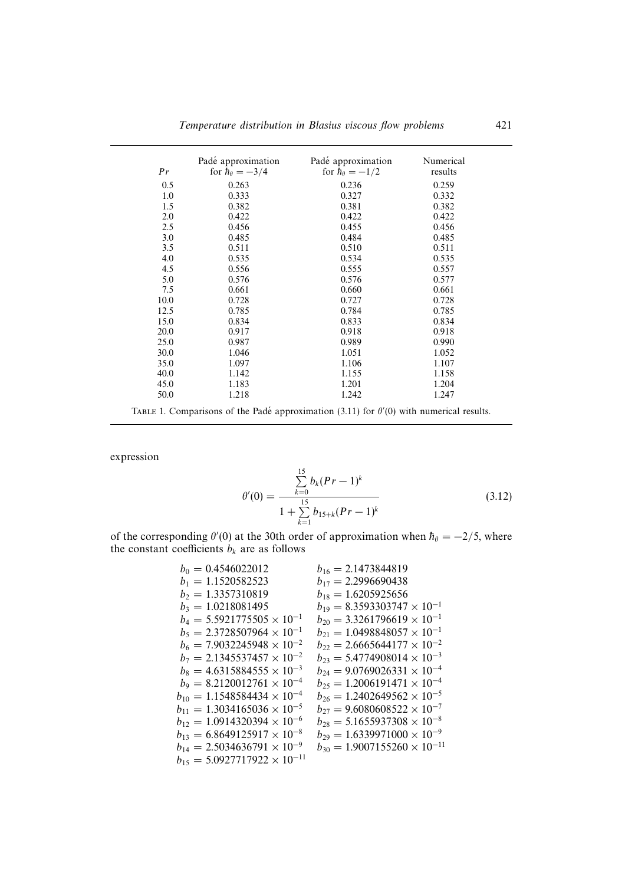| $Pr$ | Padé approximation for $\hbar_\theta = -3/4$ | Padé approximation for $\hbar_\theta = -1/2$ | Numerical results |
|---|---|---|---|
| 0.5 | 0.263 | 0.236 | 0.259 |
| 1.0 | 0.333 | 0.327 | 0.332 |
| 1.5 | 0.382 | 0.381 | 0.382 |
| 2.0 | 0.422 | 0.422 | 0.422 |
| 2.5 | 0.456 | 0.455 | 0.456 |
| 3.0 | 0.485 | 0.484 | 0.485 |
| 3.5 | 0.511 | 0.510 | 0.511 |
| 4.0 | 0.535 | 0.534 | 0.535 |
| 4.5 | 0.556 | 0.555 | 0.557 |
| 5.0 | 0.576 | 0.576 | 0.577 |
| 7.5 | 0.661 | 0.660 | 0.661 |
| 10.0 | 0.728 | 0.727 | 0.728 |
| 12.5 | 0.785 | 0.784 | 0.785 |
| 15.0 | 0.834 | 0.833 | 0.834 |
| 20.0 | 0.917 | 0.918 | 0.918 |
| 25.0 | 0.987 | 0.989 | 0.990 |
| 30.0 | 1.046 | 1.051 | 1.052 |
| 35.0 | 1.097 | 1.106 | 1.107 |
| 40.0 | 1.142 | 1.155 | 1.158 |
| 45.0 | 1.183 | 1.201 | 1.204 |
| 50.0 | 1.218 | 1.242 | 1.247 |

TABLE 1. Comparisons of the Padé approximation (3.11) for $\theta'(0)$ with numerical results.

expression

$$\theta'(0) = \frac{\sum_{k=0}^{15} b_k (Pr-1)^k}{1 + \sum_{k=1}^{15} b_{15+k}(Pr-1)^k} \tag{3.12}$$

of the corresponding $\theta'(0)$ at the 30th order of approximation when $\hbar_\theta = -2/5$, where the constant coefficients $b_k$ are as follows

$$
\begin{array}{ll}
b_0 = 0.4546022012 & b_{16} = 2.1473844819 \\
b_1 = 1.1520582523 & b_{17} = 2.2996690438 \\
b_2 = 1.3357310819 & b_{18} = 1.6205925656 \\
b_3 = 1.0218081495 & b_{19} = 8.3593303747 \times 10^{-1} \\
b_4 = 5.5921775505 \times 10^{-1} & b_{20} = 3.3261796619 \times 10^{-1} \\
b_5 = 2.3728507964 \times 10^{-1} & b_{21} = 1.0498848057 \times 10^{-1} \\
b_6 = 7.9032245948 \times 10^{-2} & b_{22} = 2.6665644177 \times 10^{-2} \\
b_7 = 2.1345537457 \times 10^{-2} & b_{23} = 5.4774908014 \times 10^{-3} \\
b_8 = 4.6315884555 \times 10^{-3} & b_{24} = 9.0769026331 \times 10^{-4} \\
b_9 = 8.2120012761 \times 10^{-4} & b_{25} = 1.2006191471 \times 10^{-4} \\
b_{10} = 1.1548584434 \times 10^{-4} & b_{26} = 1.2402649562 \times 10^{-5} \\
b_{11} = 1.3034165036 \times 10^{-5} & b_{27} = 9.6080608522 \times 10^{-7} \\
b_{12} = 1.0914320394 \times 10^{-6} & b_{28} = 5.1655937308 \times 10^{-8} \\
b_{13} = 6.8649125917 \times 10^{-8} & b_{29} = 1.6339971000 \times 10^{-9} \\
b_{14} = 2.5034636791 \times 10^{-9} & b_{30} = 1.9007155260 \times 10^{-11} \\
b_{15} = 5.0927717922 \times 10^{-11} &
\end{array}
$$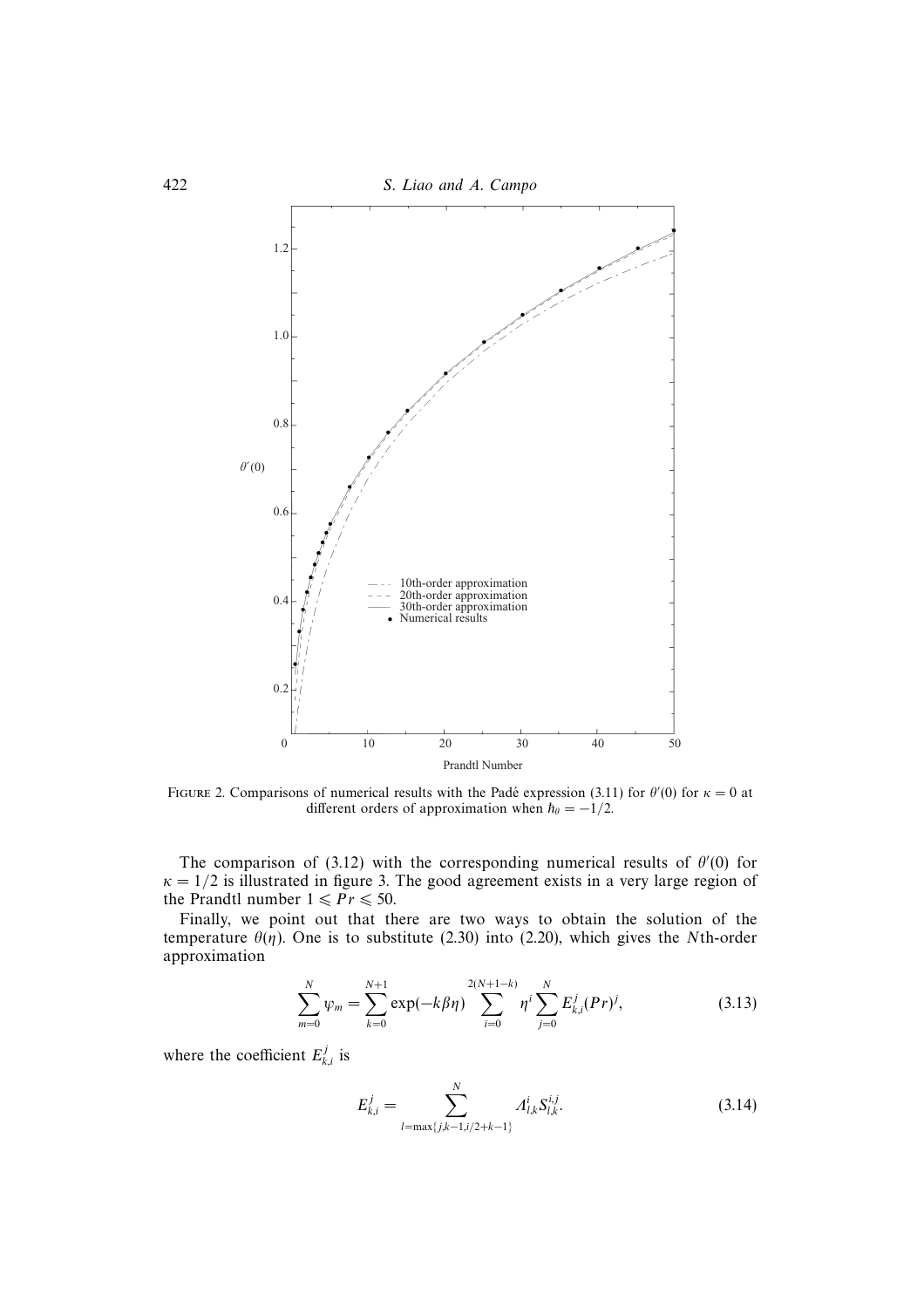FIGURE 2. Comparisons of numerical results with the Padé expression (3.11) for $\theta'(0)$ for $\kappa = 0$ at different orders of approximation when $\hbar_\theta = -1/2$.

The comparison of (3.12) with the corresponding numerical results of $\theta'(0)$ for $\kappa = 1/2$ is illustrated in figure 3. The good agreement exists in a very large region of the Prandtl number $1 \leqslant Pr \leqslant 50$.

Finally, we point out that there are two ways to obtain the solution of the temperature $\theta(\eta)$. One is to substitute (2.30) into (2.20), which gives the $N$th-order approximation

$$\sum_{m=0}^{N} \psi_m = \sum_{k=0}^{N+1} \exp(-k\beta\eta) \sum_{i=0}^{2(N+1-k)} \eta^i \sum_{j=0}^{N} E_{k,i}^j (Pr)^j, \tag{3.13}$$

where the coefficient $E_{k,i}^j$ is

$$E_{k,i}^j = \sum_{l=\max\{j,k-1,i/2+k-1\}}^{N} \Lambda_{l,k}^i S_{l,k}^{i,j}. \tag{3.14}$$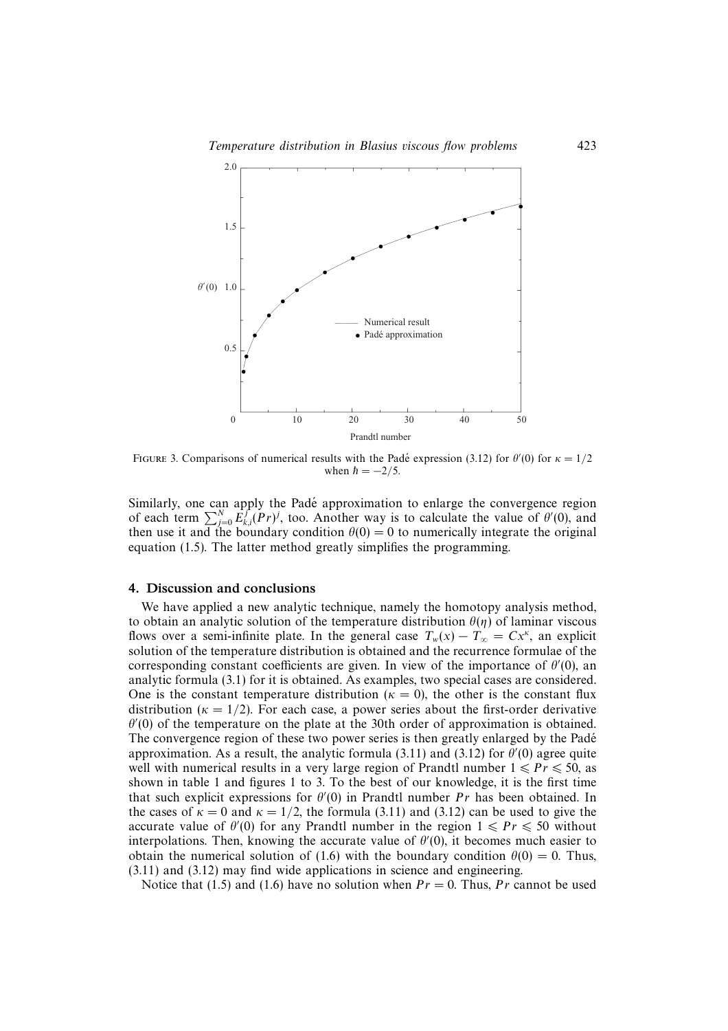2.0

1.5

$\theta'(0)$ 1.0

0.5

0

0 10 20 30 40 50

Prandtl number

Numerical result

Padé approximation

FIGURE 3. Comparisons of numerical results with the Padé expression (3.12) for $\theta'(0)$ for $\kappa = 1/2$ when $\hbar = -2/5$.

Similarly, one can apply the Padé approximation to enlarge the convergence region of each term $\sum_{j=0}^{N} E_{k,i}^{j}(Pr)^{j}$, too. Another way is to calculate the value of $\theta'(0)$, and then use it and the boundary condition $\theta(0) = 0$ to numerically integrate the original equation (1.5). The latter method greatly simplifies the programming.

## 4. Discussion and conclusions

We have applied a new analytic technique, namely the homotopy analysis method, to obtain an analytic solution of the temperature distribution $\theta(\eta)$ of laminar viscous flows over a semi-infinite plate. In the general case $T_w(x) - T_\infty = Cx^\kappa$, an explicit solution of the temperature distribution is obtained and the recurrence formulae of the corresponding constant coefficients are given. In view of the importance of $\theta'(0)$, an analytic formula (3.1) for it is obtained. As examples, two special cases are considered. One is the constant temperature distribution ($\kappa = 0$), the other is the constant flux distribution ($\kappa = 1/2$). For each case, a power series about the first-order derivative $\theta'(0)$ of the temperature on the plate at the 30th order of approximation is obtained. The convergence region of these two power series is then greatly enlarged by the Padé approximation. As a result, the analytic formula (3.11) and (3.12) for $\theta'(0)$ agree quite well with numerical results in a very large region of Prandtl number $1 \leqslant Pr \leqslant 50$, as shown in table 1 and figures 1 to 3. To the best of our knowledge, it is the first time that such explicit expressions for $\theta'(0)$ in Prandtl number $Pr$ has been obtained. In the cases of $\kappa = 0$ and $\kappa = 1/2$, the formula (3.11) and (3.12) can be used to give the accurate value of $\theta'(0)$ for any Prandtl number in the region $1 \leqslant Pr \leqslant 50$ without interpolations. Then, knowing the accurate value of $\theta'(0)$, it becomes much easier to obtain the numerical solution of (1.6) with the boundary condition $\theta(0) = 0$. Thus, (3.11) and (3.12) may find wide applications in science and engineering.

Notice that (1.5) and (1.6) have no solution when $Pr = 0$. Thus, $Pr$ cannot be used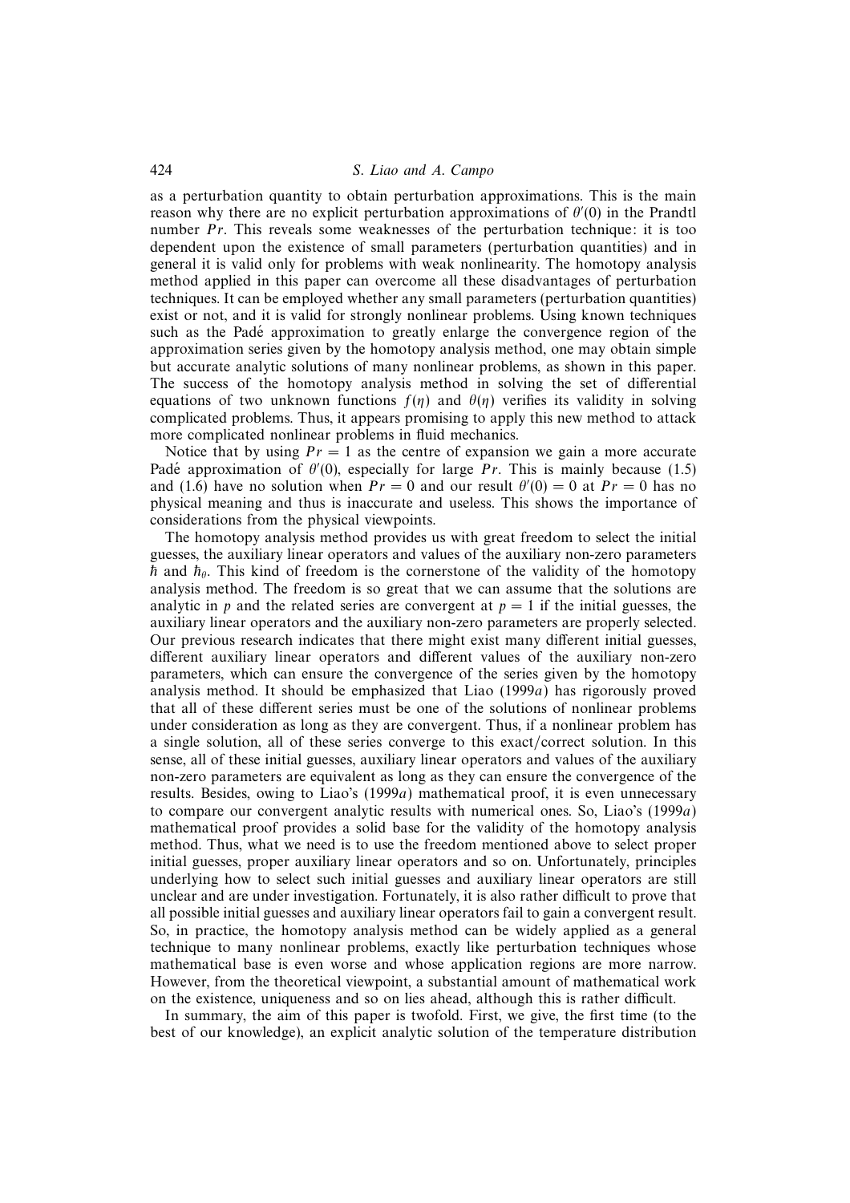as a perturbation quantity to obtain perturbation approximations. This is the main reason why there are no explicit perturbation approximations of $\theta'(0)$ in the Prandtl number $Pr$. This reveals some weaknesses of the perturbation technique: it is too dependent upon the existence of small parameters (perturbation quantities) and in general it is valid only for problems with weak nonlinearity. The homotopy analysis method applied in this paper can overcome all these disadvantages of perturbation techniques. It can be employed whether any small parameters (perturbation quantities) exist or not, and it is valid for strongly nonlinear problems. Using known techniques such as the Padé approximation to greatly enlarge the convergence region of the approximation series given by the homotopy analysis method, one may obtain simple but accurate analytic solutions of many nonlinear problems, as shown in this paper. The success of the homotopy analysis method in solving the set of differential equations of two unknown functions $f(\eta)$ and $\theta(\eta)$ verifies its validity in solving complicated problems. Thus, it appears promising to apply this new method to attack more complicated nonlinear problems in fluid mechanics.

Notice that by using $Pr = 1$ as the centre of expansion we gain a more accurate Padé approximation of $\theta'(0)$, especially for large $Pr$. This is mainly because (1.5) and (1.6) have no solution when $Pr = 0$ and our result $\theta'(0) = 0$ at $Pr = 0$ has no physical meaning and thus is inaccurate and useless. This shows the importance of considerations from the physical viewpoints.

The homotopy analysis method provides us with great freedom to select the initial guesses, the auxiliary linear operators and values of the auxiliary non-zero parameters $\hbar$ and $\hbar_\theta$. This kind of freedom is the cornerstone of the validity of the homotopy analysis method. The freedom is so great that we can assume that the solutions are analytic in $p$ and the related series are convergent at $p = 1$ if the initial guesses, the auxiliary linear operators and the auxiliary non-zero parameters are properly selected. Our previous research indicates that there might exist many different initial guesses, different auxiliary linear operators and different values of the auxiliary non-zero parameters, which can ensure the convergence of the series given by the homotopy analysis method. It should be emphasized that Liao (1999*a*) has rigorously proved that all of these different series must be one of the solutions of nonlinear problems under consideration as long as they are convergent. Thus, if a nonlinear problem has a single solution, all of these series converge to this exact/correct solution. In this sense, all of these initial guesses, auxiliary linear operators and values of the auxiliary non-zero parameters are equivalent as long as they can ensure the convergence of the results. Besides, owing to Liao's (1999*a*) mathematical proof, it is even unnecessary to compare our convergent analytic results with numerical ones. So, Liao's (1999*a*) mathematical proof provides a solid base for the validity of the homotopy analysis method. Thus, what we need is to use the freedom mentioned above to select proper initial guesses, proper auxiliary linear operators and so on. Unfortunately, principles underlying how to select such initial guesses and auxiliary linear operators are still unclear and are under investigation. Fortunately, it is also rather difficult to prove that all possible initial guesses and auxiliary linear operators fail to gain a convergent result. So, in practice, the homotopy analysis method can be widely applied as a general technique to many nonlinear problems, exactly like perturbation techniques whose mathematical base is even worse and whose application regions are more narrow. However, from the theoretical viewpoint, a substantial amount of mathematical work on the existence, uniqueness and so on lies ahead, although this is rather difficult.

In summary, the aim of this paper is twofold. First, we give, the first time (to the best of our knowledge), an explicit analytic solution of the temperature distribution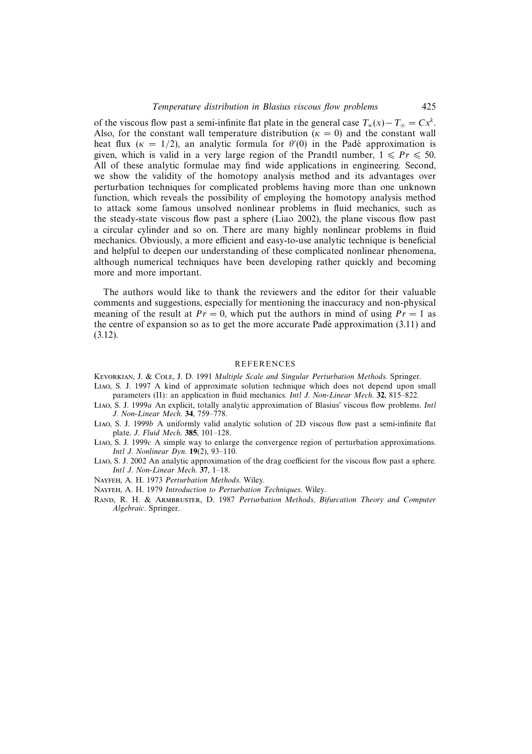of the viscous flow past a semi-infinite flat plate in the general case $T_w(x) - T_\infty = Cx^k$. Also, for the constant wall temperature distribution ($\kappa = 0$) and the constant wall heat flux ($\kappa = 1/2$), an analytic formula for $\theta'(0)$ in the Padé approximation is given, which is valid in a very large region of the Prandtl number, $1 \leqslant Pr \leqslant 50$. All of these analytic formulae may find wide applications in engineering. Second, we show the validity of the homotopy analysis method and its advantages over perturbation techniques for complicated problems having more than one unknown function, which reveals the possibility of employing the homotopy analysis method to attack some famous unsolved nonlinear problems in fluid mechanics, such as the steady-state viscous flow past a sphere (Liao 2002), the plane viscous flow past a circular cylinder and so on. There are many highly nonlinear problems in fluid mechanics. Obviously, a more efficient and easy-to-use analytic technique is beneficial and helpful to deepen our understanding of these complicated nonlinear phenomena, although numerical techniques have been developing rather quickly and becoming more and more important.

The authors would like to thank the reviewers and the editor for their valuable comments and suggestions, especially for mentioning the inaccuracy and non-physical meaning of the result at $Pr = 0$, which put the authors in mind of using $Pr = 1$ as the centre of expansion so as to get the more accurate Padé approximation (3.11) and (3.12).

## REFERENCES

Kevorkian, J. & Cole, J. D. 1991 *Multiple Scale and Singular Perturbation Methods*. Springer.

Liao, S. J. 1997 A kind of approximate solution technique which does not depend upon small parameters (II): an application in fluid mechanics. *Intl J. Non-Linear Mech.* **32**, 815–822.

Liao, S. J. 1999*a* An explicit, totally analytic approximation of Blasius' viscous flow problems. *Intl J. Non-Linear Mech.* **34**, 759–778.

Liao, S. J. 1999*b* A uniformly valid analytic solution of 2D viscous flow past a semi-infinite flat plate. *J. Fluid Mech.* **385**, 101–128.

Liao, S. J. 1999*c* A simple way to enlarge the convergence region of perturbation approximations. *Intl J. Nonlinear Dyn.* **19**(2), 93–110.

Liao, S. J. 2002 An analytic approximation of the drag coefficient for the viscous flow past a sphere. *Intl J. Non-Linear Mech.* **37**, 1–18.

Nayfeh, A. H. 1973 *Perturbation Methods*. Wiley.

Nayfeh, A. H. 1979 *Introduction to Perturbation Techniques*. Wiley.

Rand, R. H. & Armbruster, D. 1987 *Perturbation Methods, Bifurcation Theory and Computer Algebraic*. Springer.